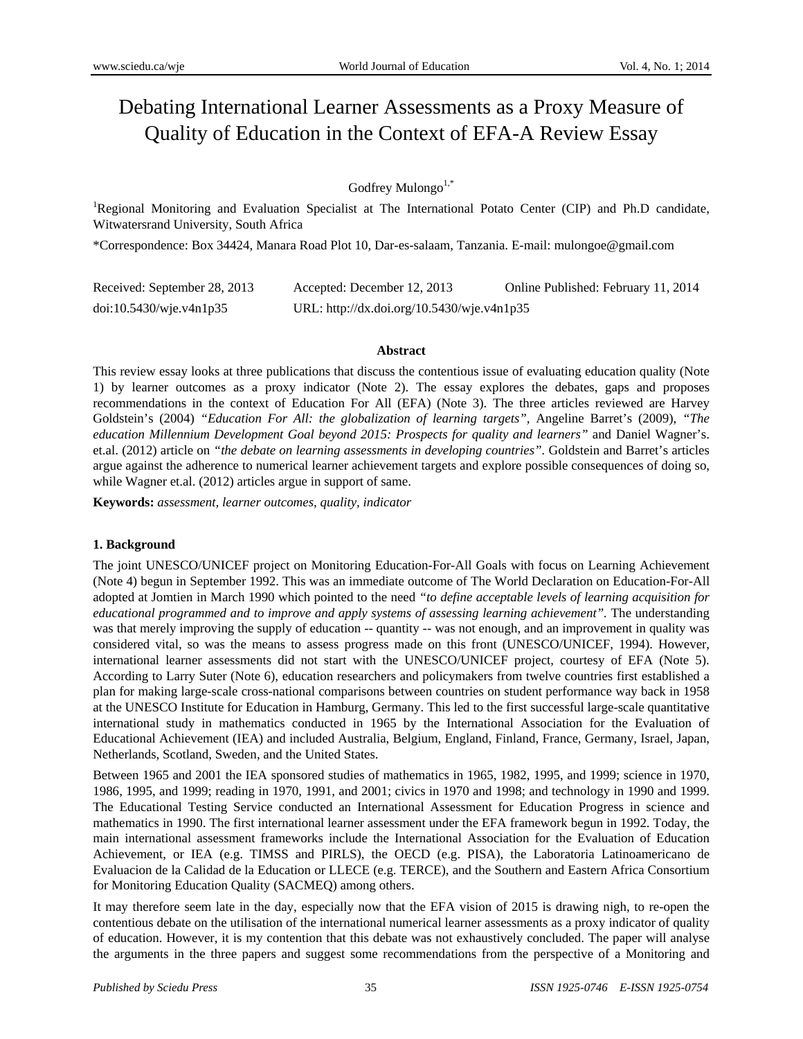# Debating International Learner Assessments as a Proxy Measure of Quality of Education in the Context of EFA-A Review Essay

Godfrey Mulongo[1,*]

[1]Regional Monitoring and Evaluation Specialist at The International Potato Center (CIP) and Ph.D candidate, Witwatersrand University, South Africa

*Correspondence: Box 34424, Manara Road Plot 10, Dar-es-salaam, Tanzania. E-mail: mulongoe@gmail.com

Received: September 28, 2013    Accepted: December 12, 2013    Online Published: February 11, 2014

doi:10.5430/wje.v4n1p35    URL: http://dx.doi.org/10.5430/wje.v4n1p35

**Abstract**

This review essay looks at three publications that discuss the contentious issue of evaluating education quality (Note 1) by learner outcomes as a proxy indicator (Note 2). The essay explores the debates, gaps and proposes recommendations in the context of Education For All (EFA) (Note 3). The three articles reviewed are Harvey Goldstein's (2004) *"Education For All: the globalization of learning targets"*, Angeline Barret's (2009), *"The education Millennium Development Goal beyond 2015: Prospects for quality and learners"* and Daniel Wagner's. et.al. (2012) article on *"the debate on learning assessments in developing countries"*. Goldstein and Barret's articles argue against the adherence to numerical learner achievement targets and explore possible consequences of doing so, while Wagner et.al. (2012) articles argue in support of same.

**Keywords:** *assessment, learner outcomes, quality, indicator*

## 1. Background

The joint UNESCO/UNICEF project on Monitoring Education-For-All Goals with focus on Learning Achievement (Note 4) begun in September 1992. This was an immediate outcome of The World Declaration on Education-For-All adopted at Jomtien in March 1990 which pointed to the need *"to define acceptable levels of learning acquisition for educational programmed and to improve and apply systems of assessing learning achievement"*. The understanding was that merely improving the supply of education -- quantity -- was not enough, and an improvement in quality was considered vital, so was the means to assess progress made on this front (UNESCO/UNICEF, 1994). However, international learner assessments did not start with the UNESCO/UNICEF project, courtesy of EFA (Note 5). According to Larry Suter (Note 6), education researchers and policymakers from twelve countries first established a plan for making large-scale cross-national comparisons between countries on student performance way back in 1958 at the UNESCO Institute for Education in Hamburg, Germany. This led to the first successful large-scale quantitative international study in mathematics conducted in 1965 by the International Association for the Evaluation of Educational Achievement (IEA) and included Australia, Belgium, England, Finland, France, Germany, Israel, Japan, Netherlands, Scotland, Sweden, and the United States.

Between 1965 and 2001 the IEA sponsored studies of mathematics in 1965, 1982, 1995, and 1999; science in 1970, 1986, 1995, and 1999; reading in 1970, 1991, and 2001; civics in 1970 and 1998; and technology in 1990 and 1999. The Educational Testing Service conducted an International Assessment for Education Progress in science and mathematics in 1990. The first international learner assessment under the EFA framework begun in 1992. Today, the main international assessment frameworks include the International Association for the Evaluation of Education Achievement, or IEA (e.g. TIMSS and PIRLS), the OECD (e.g. PISA), the Laboratoria Latinoamericano de Evaluacion de la Calidad de la Education or LLECE (e.g. TERCE), and the Southern and Eastern Africa Consortium for Monitoring Education Quality (SACMEQ) among others.

It may therefore seem late in the day, especially now that the EFA vision of 2015 is drawing nigh, to re-open the contentious debate on the utilisation of the international numerical learner assessments as a proxy indicator of quality of education. However, it is my contention that this debate was not exhaustively concluded. The paper will analyse the arguments in the three papers and suggest some recommendations from the perspective of a Monitoring and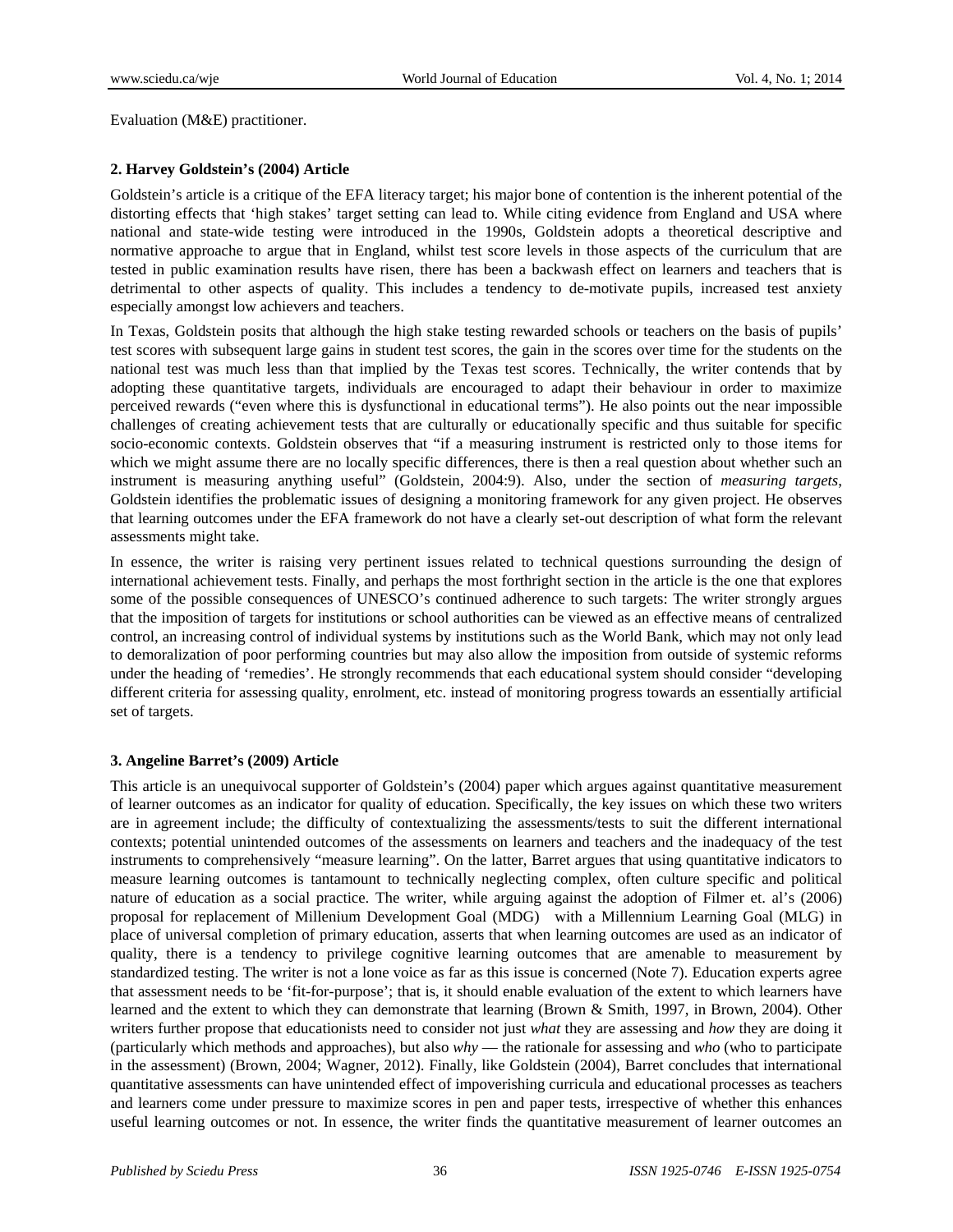Evaluation (M&E) practitioner.

## 2. Harvey Goldstein's (2004) Article

Goldstein's article is a critique of the EFA literacy target; his major bone of contention is the inherent potential of the distorting effects that 'high stakes' target setting can lead to. While citing evidence from England and USA where national and state-wide testing were introduced in the 1990s, Goldstein adopts a theoretical descriptive and normative approache to argue that in England, whilst test score levels in those aspects of the curriculum that are tested in public examination results have risen, there has been a backwash effect on learners and teachers that is detrimental to other aspects of quality. This includes a tendency to de-motivate pupils, increased test anxiety especially amongst low achievers and teachers.

In Texas, Goldstein posits that although the high stake testing rewarded schools or teachers on the basis of pupils' test scores with subsequent large gains in student test scores, the gain in the scores over time for the students on the national test was much less than that implied by the Texas test scores. Technically, the writer contends that by adopting these quantitative targets, individuals are encouraged to adapt their behaviour in order to maximize perceived rewards ("even where this is dysfunctional in educational terms"). He also points out the near impossible challenges of creating achievement tests that are culturally or educationally specific and thus suitable for specific socio-economic contexts. Goldstein observes that "if a measuring instrument is restricted only to those items for which we might assume there are no locally specific differences, there is then a real question about whether such an instrument is measuring anything useful" (Goldstein, 2004:9). Also, under the section of *measuring targets*, Goldstein identifies the problematic issues of designing a monitoring framework for any given project. He observes that learning outcomes under the EFA framework do not have a clearly set-out description of what form the relevant assessments might take.

In essence, the writer is raising very pertinent issues related to technical questions surrounding the design of international achievement tests. Finally, and perhaps the most forthright section in the article is the one that explores some of the possible consequences of UNESCO's continued adherence to such targets: The writer strongly argues that the imposition of targets for institutions or school authorities can be viewed as an effective means of centralized control, an increasing control of individual systems by institutions such as the World Bank, which may not only lead to demoralization of poor performing countries but may also allow the imposition from outside of systemic reforms under the heading of 'remedies'. He strongly recommends that each educational system should consider "developing different criteria for assessing quality, enrolment, etc. instead of monitoring progress towards an essentially artificial set of targets.

## 3. Angeline Barret's (2009) Article

This article is an unequivocal supporter of Goldstein's (2004) paper which argues against quantitative measurement of learner outcomes as an indicator for quality of education. Specifically, the key issues on which these two writers are in agreement include; the difficulty of contextualizing the assessments/tests to suit the different international contexts; potential unintended outcomes of the assessments on learners and teachers and the inadequacy of the test instruments to comprehensively "measure learning". On the latter, Barret argues that using quantitative indicators to measure learning outcomes is tantamount to technically neglecting complex, often culture specific and political nature of education as a social practice. The writer, while arguing against the adoption of Filmer et. al's (2006) proposal for replacement of Millenium Development Goal (MDG) with a Millennium Learning Goal (MLG) in place of universal completion of primary education, asserts that when learning outcomes are used as an indicator of quality, there is a tendency to privilege cognitive learning outcomes that are amenable to measurement by standardized testing. The writer is not a lone voice as far as this issue is concerned (Note 7). Education experts agree that assessment needs to be 'fit-for-purpose'; that is, it should enable evaluation of the extent to which learners have learned and the extent to which they can demonstrate that learning (Brown & Smith, 1997, in Brown, 2004). Other writers further propose that educationists need to consider not just *what* they are assessing and *how* they are doing it (particularly which methods and approaches), but also *why* — the rationale for assessing and *who* (who to participate in the assessment) (Brown, 2004; Wagner, 2012). Finally, like Goldstein (2004), Barret concludes that international quantitative assessments can have unintended effect of impoverishing curricula and educational processes as teachers and learners come under pressure to maximize scores in pen and paper tests, irrespective of whether this enhances useful learning outcomes or not. In essence, the writer finds the quantitative measurement of learner outcomes an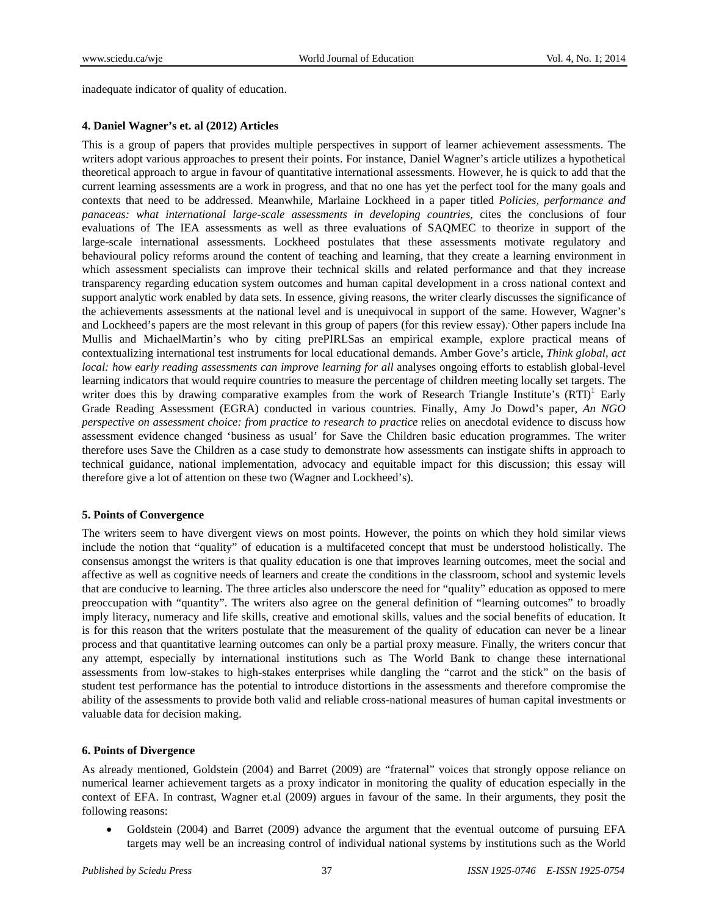inadequate indicator of quality of education.

### 4. Daniel Wagner's et. al (2012) Articles

This is a group of papers that provides multiple perspectives in support of learner achievement assessments. The writers adopt various approaches to present their points. For instance, Daniel Wagner's article utilizes a hypothetical theoretical approach to argue in favour of quantitative international assessments. However, he is quick to add that the current learning assessments are a work in progress, and that no one has yet the perfect tool for the many goals and contexts that need to be addressed. Meanwhile, Marlaine Lockheed in a paper titled *Policies, performance and panaceas: what international large-scale assessments in developing countries*, cites the conclusions of four evaluations of The IEA assessments as well as three evaluations of SAQMEC to theorize in support of the large-scale international assessments. Lockheed postulates that these assessments motivate regulatory and behavioural policy reforms around the content of teaching and learning, that they create a learning environment in which assessment specialists can improve their technical skills and related performance and that they increase transparency regarding education system outcomes and human capital development in a cross national context and support analytic work enabled by data sets. In essence, giving reasons, the writer clearly discusses the significance of the achievements assessments at the national level and is unequivocal in support of the same. However, Wagner's and Lockheed's papers are the most relevant in this group of papers (for this review essay). Other papers include Ina Mullis and MichaelMartin's who by citing prePIRLSas an empirical example, explore practical means of contextualizing international test instruments for local educational demands. Amber Gove's article, *Think global, act local: how early reading assessments can improve learning for all* analyses ongoing efforts to establish global-level learning indicators that would require countries to measure the percentage of children meeting locally set targets. The writer does this by drawing comparative examples from the work of Research Triangle Institute's (RTI)[1] Early Grade Reading Assessment (EGRA) conducted in various countries. Finally, Amy Jo Dowd's paper, *An NGO perspective on assessment choice: from practice to research to practice* relies on anecdotal evidence to discuss how assessment evidence changed 'business as usual' for Save the Children basic education programmes. The writer therefore uses Save the Children as a case study to demonstrate how assessments can instigate shifts in approach to technical guidance, national implementation, advocacy and equitable impact for this discussion; this essay will therefore give a lot of attention on these two (Wagner and Lockheed's).

### 5. Points of Convergence

The writers seem to have divergent views on most points. However, the points on which they hold similar views include the notion that "quality" of education is a multifaceted concept that must be understood holistically. The consensus amongst the writers is that quality education is one that improves learning outcomes, meet the social and affective as well as cognitive needs of learners and create the conditions in the classroom, school and systemic levels that are conducive to learning. The three articles also underscore the need for "quality" education as opposed to mere preoccupation with "quantity". The writers also agree on the general definition of "learning outcomes" to broadly imply literacy, numeracy and life skills, creative and emotional skills, values and the social benefits of education. It is for this reason that the writers postulate that the measurement of the quality of education can never be a linear process and that quantitative learning outcomes can only be a partial proxy measure. Finally, the writers concur that any attempt, especially by international institutions such as The World Bank to change these international assessments from low-stakes to high-stakes enterprises while dangling the "carrot and the stick" on the basis of student test performance has the potential to introduce distortions in the assessments and therefore compromise the ability of the assessments to provide both valid and reliable cross-national measures of human capital investments or valuable data for decision making.

### 6. Points of Divergence

As already mentioned, Goldstein (2004) and Barret (2009) are "fraternal" voices that strongly oppose reliance on numerical learner achievement targets as a proxy indicator in monitoring the quality of education especially in the context of EFA. In contrast, Wagner et.al (2009) argues in favour of the same. In their arguments, they posit the following reasons:

- Goldstein (2004) and Barret (2009) advance the argument that the eventual outcome of pursuing EFA targets may well be an increasing control of individual national systems by institutions such as the World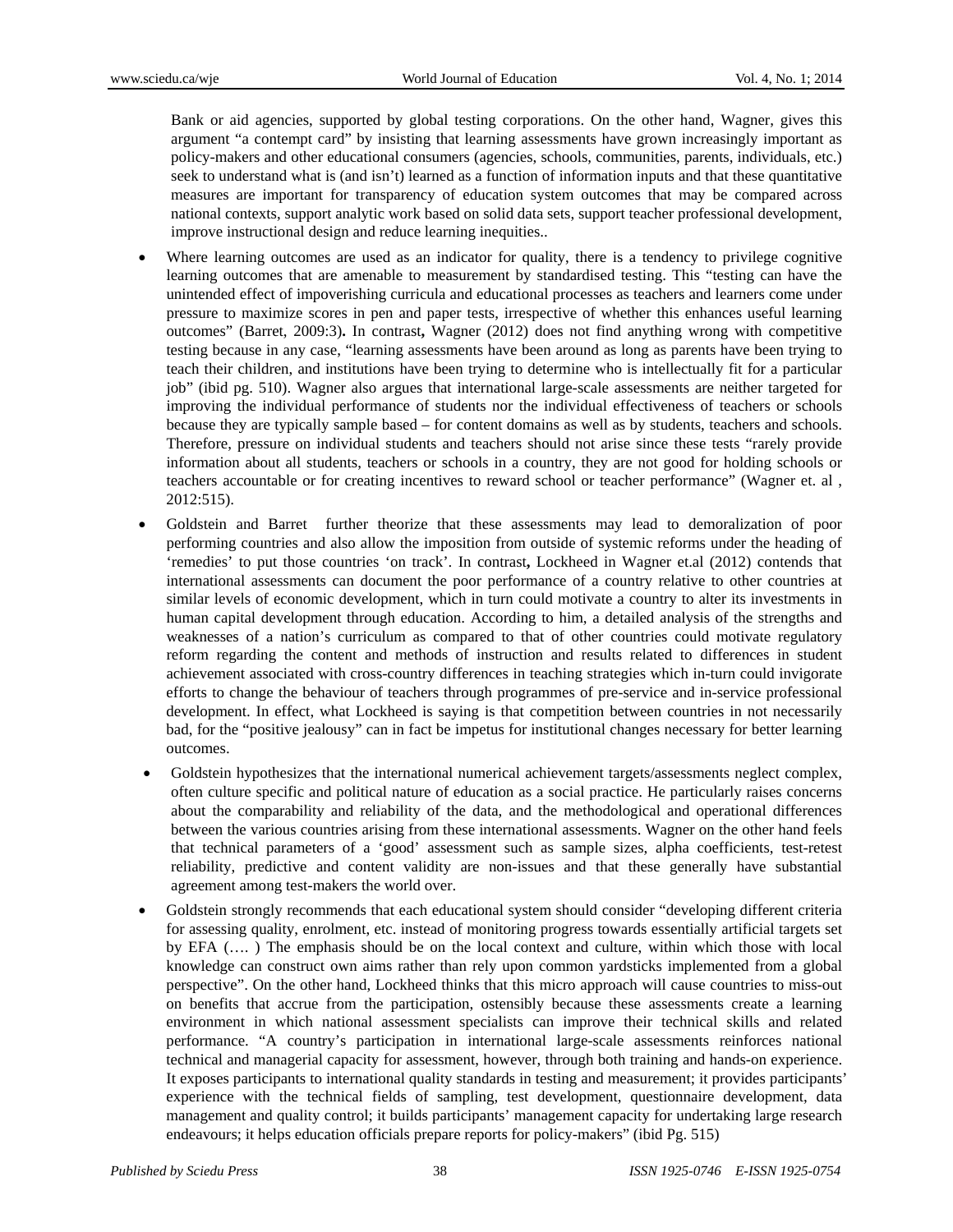Bank or aid agencies, supported by global testing corporations. On the other hand, Wagner, gives this argument "a contempt card" by insisting that learning assessments have grown increasingly important as policy-makers and other educational consumers (agencies, schools, communities, parents, individuals, etc.) seek to understand what is (and isn't) learned as a function of information inputs and that these quantitative measures are important for transparency of education system outcomes that may be compared across national contexts, support analytic work based on solid data sets, support teacher professional development, improve instructional design and reduce learning inequities..

- Where learning outcomes are used as an indicator for quality, there is a tendency to privilege cognitive learning outcomes that are amenable to measurement by standardised testing. This "testing can have the unintended effect of impoverishing curricula and educational processes as teachers and learners come under pressure to maximize scores in pen and paper tests, irrespective of whether this enhances useful learning outcomes" (Barret, 2009:3)**.** In contrast**,** Wagner (2012) does not find anything wrong with competitive testing because in any case, "learning assessments have been around as long as parents have been trying to teach their children, and institutions have been trying to determine who is intellectually fit for a particular job" (ibid pg. 510). Wagner also argues that international large-scale assessments are neither targeted for improving the individual performance of students nor the individual effectiveness of teachers or schools because they are typically sample based – for content domains as well as by students, teachers and schools. Therefore, pressure on individual students and teachers should not arise since these tests "rarely provide information about all students, teachers or schools in a country, they are not good for holding schools or teachers accountable or for creating incentives to reward school or teacher performance" (Wagner et. al , 2012:515).
- Goldstein and Barret further theorize that these assessments may lead to demoralization of poor performing countries and also allow the imposition from outside of systemic reforms under the heading of 'remedies' to put those countries 'on track'. In contrast**,** Lockheed in Wagner et.al (2012) contends that international assessments can document the poor performance of a country relative to other countries at similar levels of economic development, which in turn could motivate a country to alter its investments in human capital development through education. According to him, a detailed analysis of the strengths and weaknesses of a nation's curriculum as compared to that of other countries could motivate regulatory reform regarding the content and methods of instruction and results related to differences in student achievement associated with cross-country differences in teaching strategies which in-turn could invigorate efforts to change the behaviour of teachers through programmes of pre-service and in-service professional development. In effect, what Lockheed is saying is that competition between countries in not necessarily bad, for the "positive jealousy" can in fact be impetus for institutional changes necessary for better learning outcomes.
- Goldstein hypothesizes that the international numerical achievement targets/assessments neglect complex, often culture specific and political nature of education as a social practice. He particularly raises concerns about the comparability and reliability of the data, and the methodological and operational differences between the various countries arising from these international assessments. Wagner on the other hand feels that technical parameters of a 'good' assessment such as sample sizes, alpha coefficients, test-retest reliability, predictive and content validity are non-issues and that these generally have substantial agreement among test-makers the world over.
- Goldstein strongly recommends that each educational system should consider "developing different criteria for assessing quality, enrolment, etc. instead of monitoring progress towards essentially artificial targets set by EFA (…. ) The emphasis should be on the local context and culture, within which those with local knowledge can construct own aims rather than rely upon common yardsticks implemented from a global perspective". On the other hand, Lockheed thinks that this micro approach will cause countries to miss-out on benefits that accrue from the participation, ostensibly because these assessments create a learning environment in which national assessment specialists can improve their technical skills and related performance. "A country's participation in international large-scale assessments reinforces national technical and managerial capacity for assessment, however, through both training and hands-on experience. It exposes participants to international quality standards in testing and measurement; it provides participants' experience with the technical fields of sampling, test development, questionnaire development, data management and quality control; it builds participants' management capacity for undertaking large research endeavours; it helps education officials prepare reports for policy-makers" (ibid Pg. 515)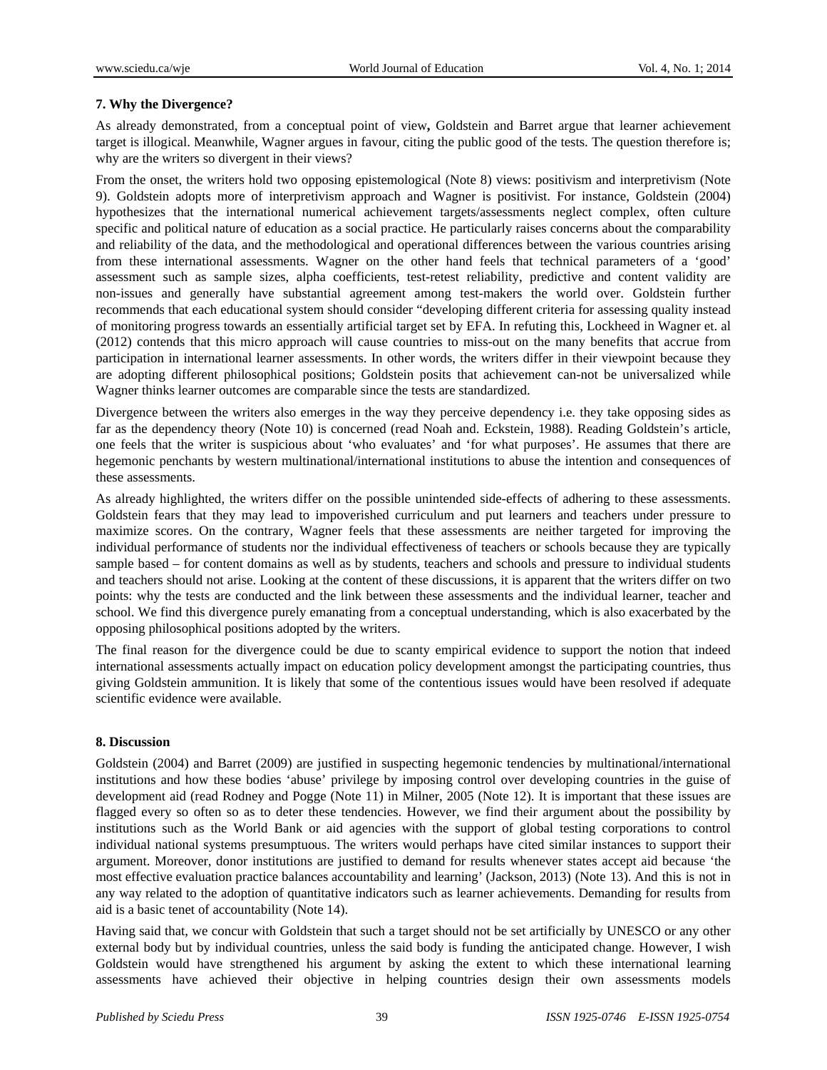### 7. Why the Divergence?

As already demonstrated, from a conceptual point of view**,** Goldstein and Barret argue that learner achievement target is illogical. Meanwhile, Wagner argues in favour, citing the public good of the tests. The question therefore is; why are the writers so divergent in their views?

From the onset, the writers hold two opposing epistemological (Note 8) views: positivism and interpretivism (Note 9). Goldstein adopts more of interpretivism approach and Wagner is positivist. For instance, Goldstein (2004) hypothesizes that the international numerical achievement targets/assessments neglect complex, often culture specific and political nature of education as a social practice. He particularly raises concerns about the comparability and reliability of the data, and the methodological and operational differences between the various countries arising from these international assessments. Wagner on the other hand feels that technical parameters of a 'good' assessment such as sample sizes, alpha coefficients, test-retest reliability, predictive and content validity are non-issues and generally have substantial agreement among test-makers the world over. Goldstein further recommends that each educational system should consider "developing different criteria for assessing quality instead of monitoring progress towards an essentially artificial target set by EFA. In refuting this, Lockheed in Wagner et. al (2012) contends that this micro approach will cause countries to miss-out on the many benefits that accrue from participation in international learner assessments. In other words, the writers differ in their viewpoint because they are adopting different philosophical positions; Goldstein posits that achievement can-not be universalized while Wagner thinks learner outcomes are comparable since the tests are standardized.

Divergence between the writers also emerges in the way they perceive dependency i.e. they take opposing sides as far as the dependency theory (Note 10) is concerned (read Noah and. Eckstein, 1988). Reading Goldstein's article, one feels that the writer is suspicious about 'who evaluates' and 'for what purposes'. He assumes that there are hegemonic penchants by western multinational/international institutions to abuse the intention and consequences of these assessments.

As already highlighted, the writers differ on the possible unintended side-effects of adhering to these assessments. Goldstein fears that they may lead to impoverished curriculum and put learners and teachers under pressure to maximize scores. On the contrary, Wagner feels that these assessments are neither targeted for improving the individual performance of students nor the individual effectiveness of teachers or schools because they are typically sample based – for content domains as well as by students, teachers and schools and pressure to individual students and teachers should not arise. Looking at the content of these discussions, it is apparent that the writers differ on two points: why the tests are conducted and the link between these assessments and the individual learner, teacher and school. We find this divergence purely emanating from a conceptual understanding, which is also exacerbated by the opposing philosophical positions adopted by the writers.

The final reason for the divergence could be due to scanty empirical evidence to support the notion that indeed international assessments actually impact on education policy development amongst the participating countries, thus giving Goldstein ammunition. It is likely that some of the contentious issues would have been resolved if adequate scientific evidence were available.

### 8. Discussion

Goldstein (2004) and Barret (2009) are justified in suspecting hegemonic tendencies by multinational/international institutions and how these bodies 'abuse' privilege by imposing control over developing countries in the guise of development aid (read Rodney and Pogge (Note 11) in Milner, 2005 (Note 12). It is important that these issues are flagged every so often so as to deter these tendencies. However, we find their argument about the possibility by institutions such as the World Bank or aid agencies with the support of global testing corporations to control individual national systems presumptuous. The writers would perhaps have cited similar instances to support their argument. Moreover, donor institutions are justified to demand for results whenever states accept aid because 'the most effective evaluation practice balances accountability and learning' (Jackson, 2013) (Note 13). And this is not in any way related to the adoption of quantitative indicators such as learner achievements. Demanding for results from aid is a basic tenet of accountability (Note 14).

Having said that, we concur with Goldstein that such a target should not be set artificially by UNESCO or any other external body but by individual countries, unless the said body is funding the anticipated change. However, I wish Goldstein would have strengthened his argument by asking the extent to which these international learning assessments have achieved their objective in helping countries design their own assessments models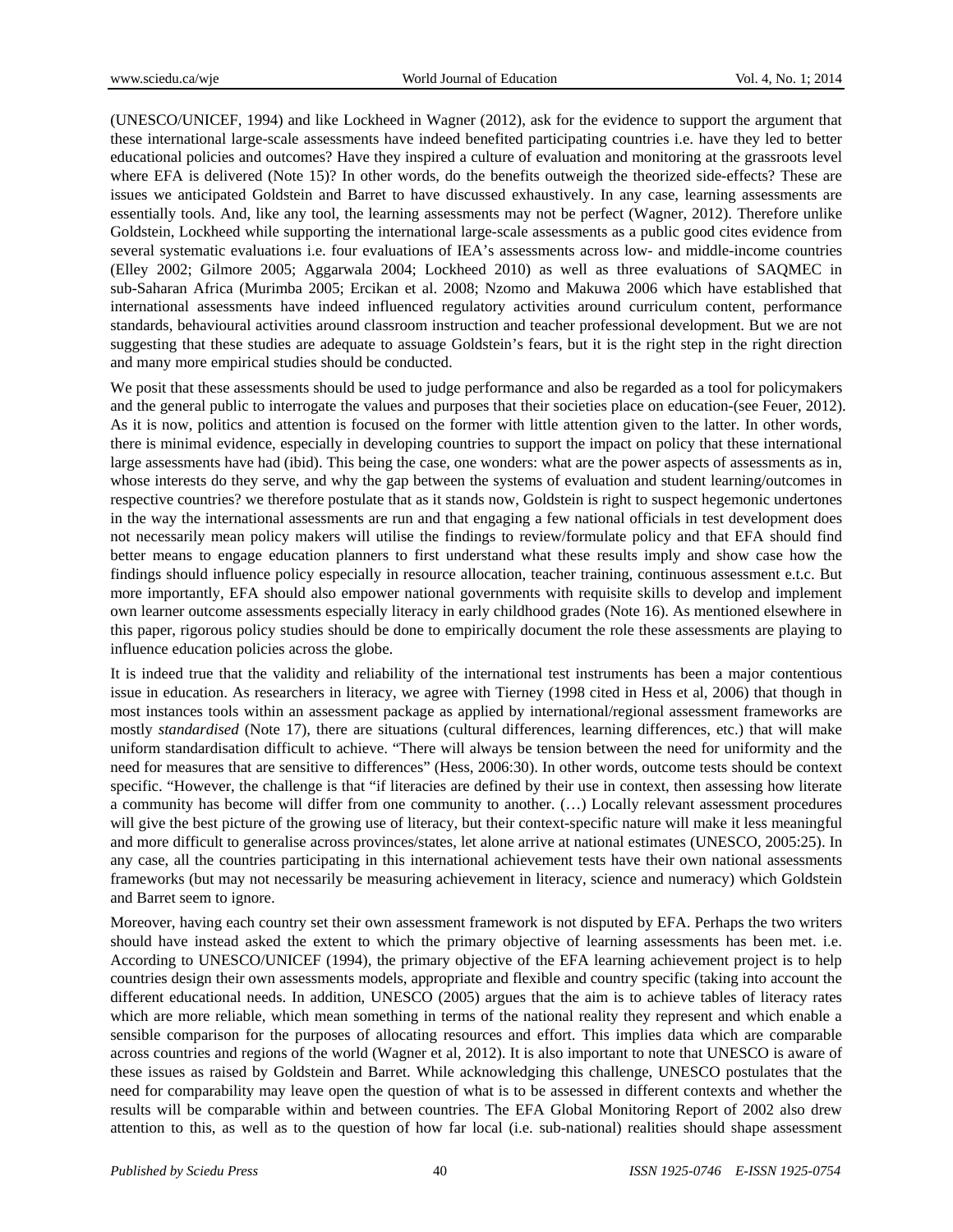(UNESCO/UNICEF, 1994) and like Lockheed in Wagner (2012), ask for the evidence to support the argument that these international large-scale assessments have indeed benefited participating countries i.e. have they led to better educational policies and outcomes? Have they inspired a culture of evaluation and monitoring at the grassroots level where EFA is delivered (Note 15)? In other words, do the benefits outweigh the theorized side-effects? These are issues we anticipated Goldstein and Barret to have discussed exhaustively. In any case, learning assessments are essentially tools. And, like any tool, the learning assessments may not be perfect (Wagner, 2012). Therefore unlike Goldstein, Lockheed while supporting the international large-scale assessments as a public good cites evidence from several systematic evaluations i.e. four evaluations of IEA's assessments across low- and middle-income countries (Elley 2002; Gilmore 2005; Aggarwala 2004; Lockheed 2010) as well as three evaluations of SAQMEC in sub-Saharan Africa (Murimba 2005; Ercikan et al. 2008; Nzomo and Makuwa 2006 which have established that international assessments have indeed influenced regulatory activities around curriculum content, performance standards, behavioural activities around classroom instruction and teacher professional development. But we are not suggesting that these studies are adequate to assuage Goldstein's fears, but it is the right step in the right direction and many more empirical studies should be conducted.

We posit that these assessments should be used to judge performance and also be regarded as a tool for policymakers and the general public to interrogate the values and purposes that their societies place on education-(see Feuer, 2012). As it is now, politics and attention is focused on the former with little attention given to the latter. In other words, there is minimal evidence, especially in developing countries to support the impact on policy that these international large assessments have had (ibid). This being the case, one wonders: what are the power aspects of assessments as in, whose interests do they serve, and why the gap between the systems of evaluation and student learning/outcomes in respective countries? we therefore postulate that as it stands now, Goldstein is right to suspect hegemonic undertones in the way the international assessments are run and that engaging a few national officials in test development does not necessarily mean policy makers will utilise the findings to review/formulate policy and that EFA should find better means to engage education planners to first understand what these results imply and show case how the findings should influence policy especially in resource allocation, teacher training, continuous assessment e.t.c. But more importantly, EFA should also empower national governments with requisite skills to develop and implement own learner outcome assessments especially literacy in early childhood grades (Note 16). As mentioned elsewhere in this paper, rigorous policy studies should be done to empirically document the role these assessments are playing to influence education policies across the globe.

It is indeed true that the validity and reliability of the international test instruments has been a major contentious issue in education. As researchers in literacy, we agree with Tierney (1998 cited in Hess et al, 2006) that though in most instances tools within an assessment package as applied by international/regional assessment frameworks are mostly *standardised* (Note 17), there are situations (cultural differences, learning differences, etc.) that will make uniform standardisation difficult to achieve. "There will always be tension between the need for uniformity and the need for measures that are sensitive to differences" (Hess, 2006:30). In other words, outcome tests should be context specific. "However, the challenge is that "if literacies are defined by their use in context, then assessing how literate a community has become will differ from one community to another. (…) Locally relevant assessment procedures will give the best picture of the growing use of literacy, but their context-specific nature will make it less meaningful and more difficult to generalise across provinces/states, let alone arrive at national estimates (UNESCO, 2005:25). In any case, all the countries participating in this international achievement tests have their own national assessments frameworks (but may not necessarily be measuring achievement in literacy, science and numeracy) which Goldstein and Barret seem to ignore.

Moreover, having each country set their own assessment framework is not disputed by EFA. Perhaps the two writers should have instead asked the extent to which the primary objective of learning assessments has been met. i.e. According to UNESCO/UNICEF (1994), the primary objective of the EFA learning achievement project is to help countries design their own assessments models, appropriate and flexible and country specific (taking into account the different educational needs. In addition, UNESCO (2005) argues that the aim is to achieve tables of literacy rates which are more reliable, which mean something in terms of the national reality they represent and which enable a sensible comparison for the purposes of allocating resources and effort. This implies data which are comparable across countries and regions of the world (Wagner et al, 2012). It is also important to note that UNESCO is aware of these issues as raised by Goldstein and Barret. While acknowledging this challenge, UNESCO postulates that the need for comparability may leave open the question of what is to be assessed in different contexts and whether the results will be comparable within and between countries. The EFA Global Monitoring Report of 2002 also drew attention to this, as well as to the question of how far local (i.e. sub-national) realities should shape assessment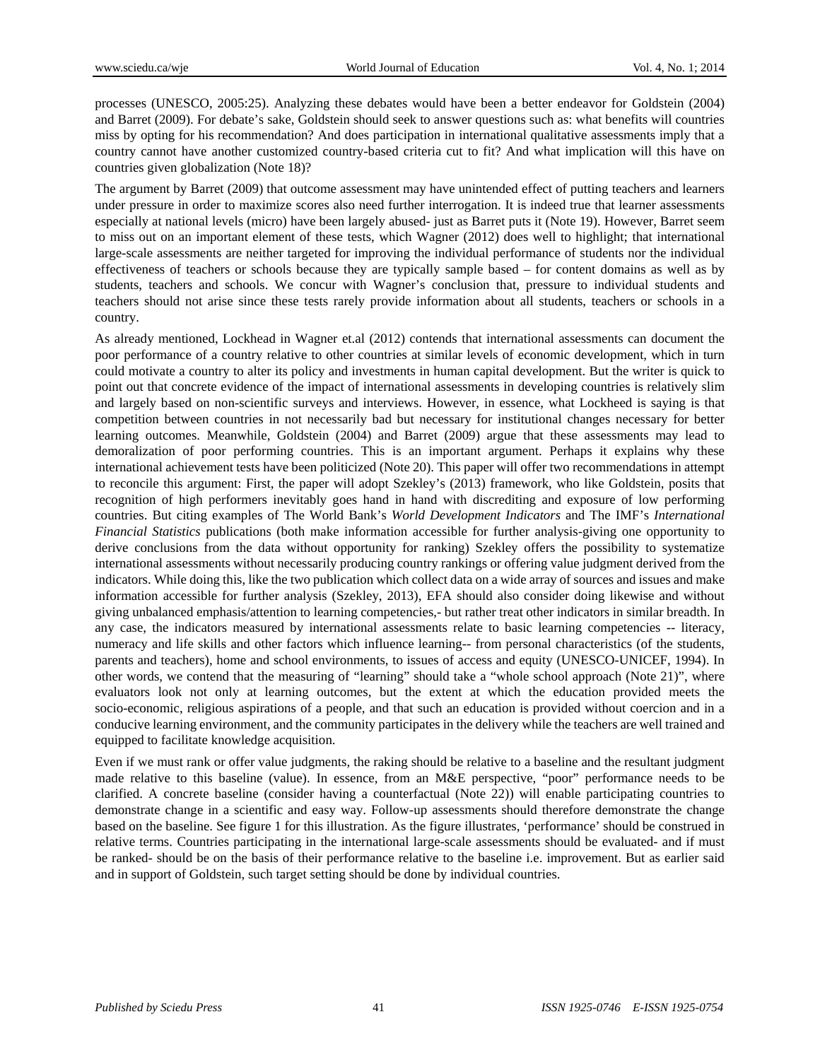processes (UNESCO, 2005:25). Analyzing these debates would have been a better endeavor for Goldstein (2004) and Barret (2009). For debate's sake, Goldstein should seek to answer questions such as: what benefits will countries miss by opting for his recommendation? And does participation in international qualitative assessments imply that a country cannot have another customized country-based criteria cut to fit? And what implication will this have on countries given globalization (Note 18)?

The argument by Barret (2009) that outcome assessment may have unintended effect of putting teachers and learners under pressure in order to maximize scores also need further interrogation. It is indeed true that learner assessments especially at national levels (micro) have been largely abused- just as Barret puts it (Note 19). However, Barret seem to miss out on an important element of these tests, which Wagner (2012) does well to highlight; that international large-scale assessments are neither targeted for improving the individual performance of students nor the individual effectiveness of teachers or schools because they are typically sample based – for content domains as well as by students, teachers and schools. We concur with Wagner's conclusion that, pressure to individual students and teachers should not arise since these tests rarely provide information about all students, teachers or schools in a country.

As already mentioned, Lockhead in Wagner et.al (2012) contends that international assessments can document the poor performance of a country relative to other countries at similar levels of economic development, which in turn could motivate a country to alter its policy and investments in human capital development. But the writer is quick to point out that concrete evidence of the impact of international assessments in developing countries is relatively slim and largely based on non-scientific surveys and interviews. However, in essence, what Lockheed is saying is that competition between countries in not necessarily bad but necessary for institutional changes necessary for better learning outcomes. Meanwhile, Goldstein (2004) and Barret (2009) argue that these assessments may lead to demoralization of poor performing countries. This is an important argument. Perhaps it explains why these international achievement tests have been politicized (Note 20). This paper will offer two recommendations in attempt to reconcile this argument: First, the paper will adopt Szekley's (2013) framework, who like Goldstein, posits that recognition of high performers inevitably goes hand in hand with discrediting and exposure of low performing countries. But citing examples of The World Bank's *World Development Indicators* and The IMF's *International Financial Statistics* publications (both make information accessible for further analysis-giving one opportunity to derive conclusions from the data without opportunity for ranking) Szekley offers the possibility to systematize international assessments without necessarily producing country rankings or offering value judgment derived from the indicators. While doing this, like the two publication which collect data on a wide array of sources and issues and make information accessible for further analysis (Szekley, 2013), EFA should also consider doing likewise and without giving unbalanced emphasis/attention to learning competencies,- but rather treat other indicators in similar breadth. In any case, the indicators measured by international assessments relate to basic learning competencies -- literacy, numeracy and life skills and other factors which influence learning-- from personal characteristics (of the students, parents and teachers), home and school environments, to issues of access and equity (UNESCO-UNICEF, 1994). In other words, we contend that the measuring of "learning" should take a "whole school approach (Note 21)", where evaluators look not only at learning outcomes, but the extent at which the education provided meets the socio-economic, religious aspirations of a people, and that such an education is provided without coercion and in a conducive learning environment, and the community participates in the delivery while the teachers are well trained and equipped to facilitate knowledge acquisition.

Even if we must rank or offer value judgments, the raking should be relative to a baseline and the resultant judgment made relative to this baseline (value). In essence, from an M&E perspective, "poor" performance needs to be clarified. A concrete baseline (consider having a counterfactual (Note 22)) will enable participating countries to demonstrate change in a scientific and easy way. Follow-up assessments should therefore demonstrate the change based on the baseline. See figure 1 for this illustration. As the figure illustrates, 'performance' should be construed in relative terms. Countries participating in the international large-scale assessments should be evaluated- and if must be ranked- should be on the basis of their performance relative to the baseline i.e. improvement. But as earlier said and in support of Goldstein, such target setting should be done by individual countries.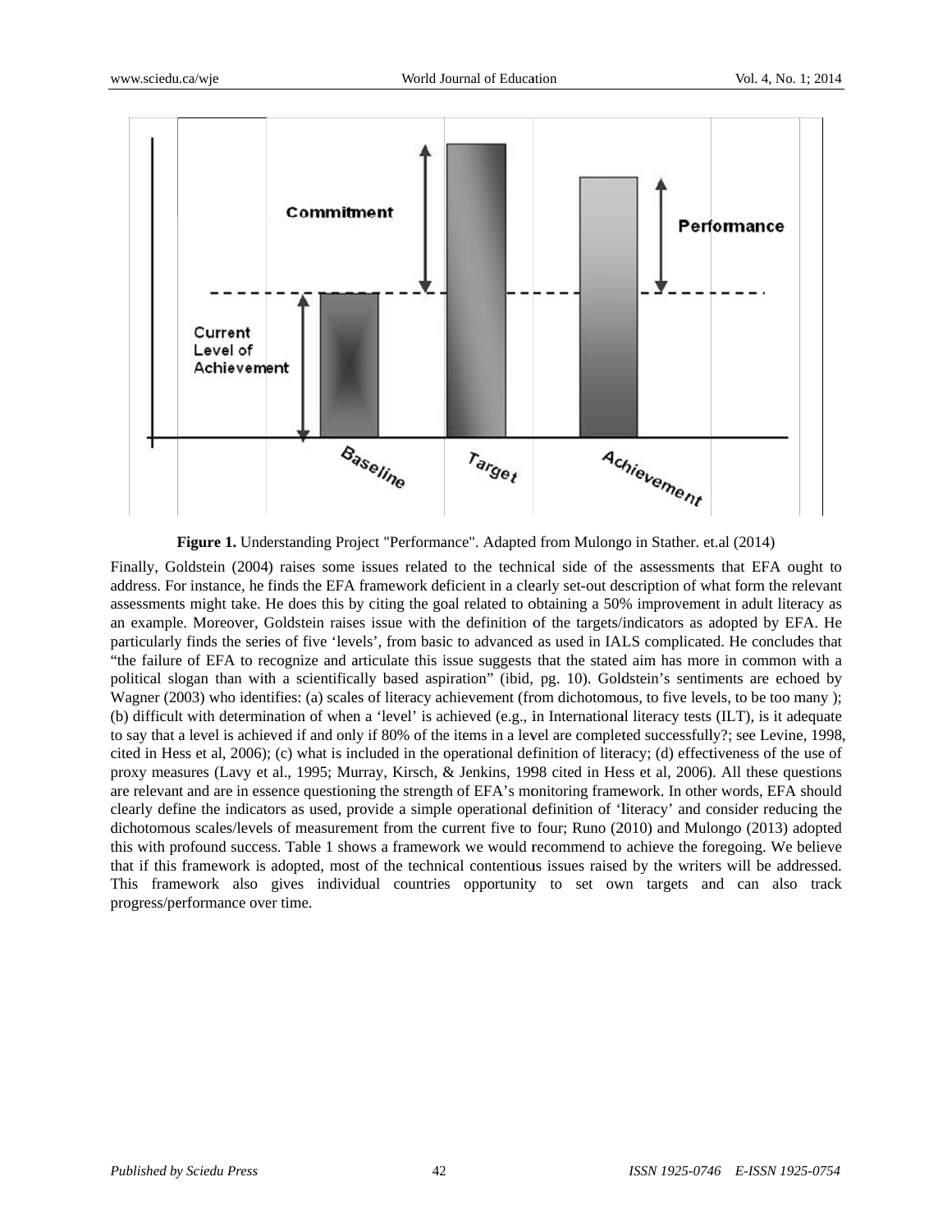**Figure 1.** Understanding Project "Performance". Adapted from Mulongo in Stather. et.al (2014)

Finally, Goldstein (2004) raises some issues related to the technical side of the assessments that EFA ought to address. For instance, he finds the EFA framework deficient in a clearly set-out description of what form the relevant assessments might take. He does this by citing the goal related to obtaining a 50% improvement in adult literacy as an example. Moreover, Goldstein raises issue with the definition of the targets/indicators as adopted by EFA. He particularly finds the series of five 'levels', from basic to advanced as used in IALS complicated. He concludes that "the failure of EFA to recognize and articulate this issue suggests that the stated aim has more in common with a political slogan than with a scientifically based aspiration" (ibid, pg. 10). Goldstein's sentiments are echoed by Wagner (2003) who identifies: (a) scales of literacy achievement (from dichotomous, to five levels, to be too many ); (b) difficult with determination of when a 'level' is achieved (e.g., in International literacy tests (ILT), is it adequate to say that a level is achieved if and only if 80% of the items in a level are completed successfully?; see Levine, 1998, cited in Hess et al, 2006); (c) what is included in the operational definition of literacy; (d) effectiveness of the use of proxy measures (Lavy et al., 1995; Murray, Kirsch, & Jenkins, 1998 cited in Hess et al, 2006). All these questions are relevant and are in essence questioning the strength of EFA's monitoring framework. In other words, EFA should clearly define the indicators as used, provide a simple operational definition of 'literacy' and consider reducing the dichotomous scales/levels of measurement from the current five to four; Runo (2010) and Mulongo (2013) adopted this with profound success. Table 1 shows a framework we would recommend to achieve the foregoing. We believe that if this framework is adopted, most of the technical contentious issues raised by the writers will be addressed. This framework also gives individual countries opportunity to set own targets and can also track progress/performance over time.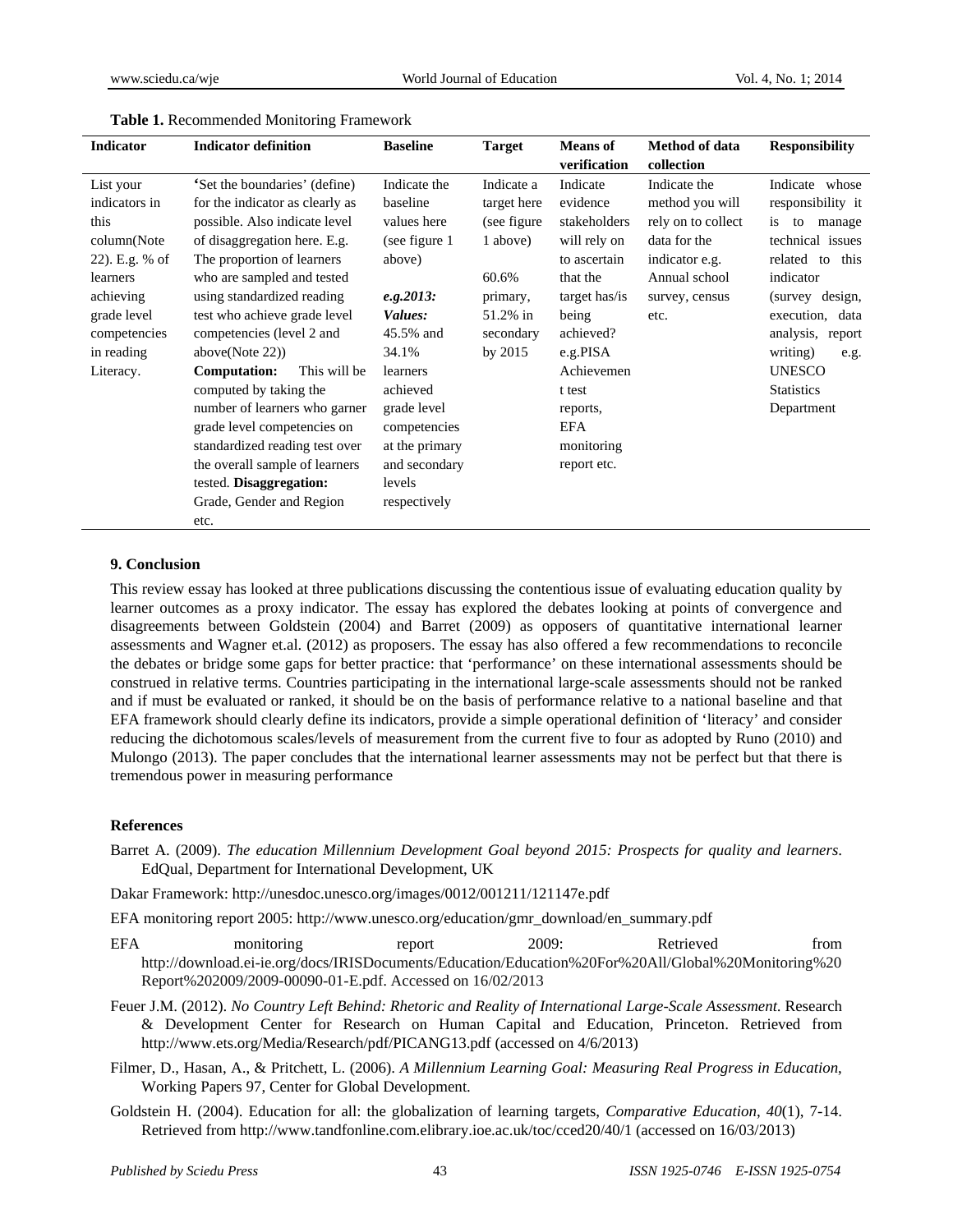**Table 1.** Recommended Monitoring Framework

| Indicator | Indicator definition | Baseline | Target | Means of verification | Method of data collection | Responsibility |
|---|---|---|---|---|---|---|
| List your indicators in this column(Note 22). E.g. % of learners achieving grade level competencies in reading Literacy. | 'Set the boundaries' (define) for the indicator as clearly as possible. Also indicate level of disaggregation here. E.g. The proportion of learners who are sampled and tested using standardized reading test who achieve grade level competencies (level 2 and above(Note 22)) **Computation:** This will be computed by taking the number of learners who garner grade level competencies on standardized reading test over the overall sample of learners tested. **Disaggregation:** Grade, Gender and Region etc. | Indicate the baseline values here (see figure 1 above) ***e.g.2013: Values:*** 45.5% and 34.1% learners achieved grade level competencies at the primary and secondary levels respectively | Indicate a target here (see figure 1 above) 60.6% primary, 51.2% in secondary by 2015 | Indicate evidence stakeholders will rely on to ascertain that the target has/is being achieved? e.g.PISA Achievement test reports, EFA monitoring report etc. | Indicate the method you will rely on to collect data for the indicator e.g. Annual school survey, census etc. | Indicate whose responsibility it is to manage technical issues related to this indicator (survey design, execution, data analysis, report writing) e.g. UNESCO Statistics Department |

## 9. Conclusion

This review essay has looked at three publications discussing the contentious issue of evaluating education quality by learner outcomes as a proxy indicator. The essay has explored the debates looking at points of convergence and disagreements between Goldstein (2004) and Barret (2009) as opposers of quantitative international learner assessments and Wagner et.al. (2012) as proposers. The essay has also offered a few recommendations to reconcile the debates or bridge some gaps for better practice: that 'performance' on these international assessments should be construed in relative terms. Countries participating in the international large-scale assessments should not be ranked and if must be evaluated or ranked, it should be on the basis of performance relative to a national baseline and that EFA framework should clearly define its indicators, provide a simple operational definition of 'literacy' and consider reducing the dichotomous scales/levels of measurement from the current five to four as adopted by Runo (2010) and Mulongo (2013). The paper concludes that the international learner assessments may not be perfect but that there is tremendous power in measuring performance

## References

Barret A. (2009). *The education Millennium Development Goal beyond 2015: Prospects for quality and learners*. EdQual, Department for International Development, UK

Dakar Framework: http://unesdoc.unesco.org/images/0012/001211/121147e.pdf

EFA monitoring report 2005: http://www.unesco.org/education/gmr_download/en_summary.pdf

EFA monitoring report 2009: Retrieved from http://download.ei-ie.org/docs/IRISDocuments/Education/Education%20For%20All/Global%20Monitoring%20Report%202009/2009-00090-01-E.pdf. Accessed on 16/02/2013

Feuer J.M. (2012). *No Country Left Behind: Rhetoric and Reality of International Large-Scale Assessment.* Research & Development Center for Research on Human Capital and Education, Princeton. Retrieved from http://www.ets.org/Media/Research/pdf/PICANG13.pdf (accessed on 4/6/2013)

Filmer, D., Hasan, A., & Pritchett, L. (2006). *A Millennium Learning Goal: Measuring Real Progress in Education*, Working Papers 97, Center for Global Development.

Goldstein H. (2004). Education for all: the globalization of learning targets, *Comparative Education*, *40*(1), 7-14. Retrieved from http://www.tandfonline.com.elibrary.ioe.ac.uk/toc/cced20/40/1 (accessed on 16/03/2013)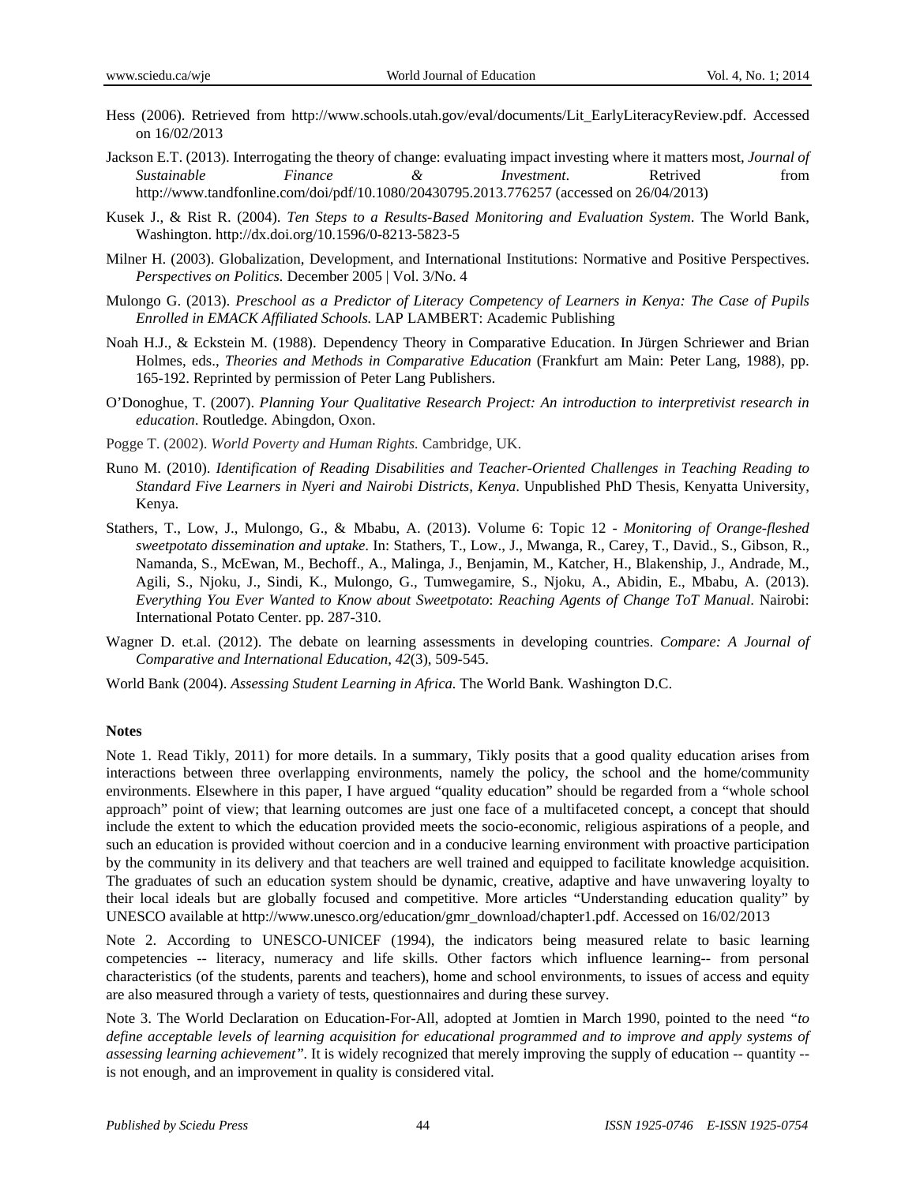Hess (2006). Retrieved from http://www.schools.utah.gov/eval/documents/Lit_EarlyLiteracyReview.pdf. Accessed on 16/02/2013

Jackson E.T. (2013). Interrogating the theory of change: evaluating impact investing where it matters most, *Journal of Sustainable Finance & Investment*. Retrived from http://www.tandfonline.com/doi/pdf/10.1080/20430795.2013.776257 (accessed on 26/04/2013)

Kusek J., & Rist R. (2004). *Ten Steps to a Results-Based Monitoring and Evaluation System*. The World Bank, Washington. http://dx.doi.org/10.1596/0-8213-5823-5

Milner H. (2003). Globalization, Development, and International Institutions: Normative and Positive Perspectives. *Perspectives on Politics.* December 2005 | Vol. 3/No. 4

Mulongo G. (2013). *Preschool as a Predictor of Literacy Competency of Learners in Kenya: The Case of Pupils Enrolled in EMACK Affiliated Schools.* LAP LAMBERT: Academic Publishing

Noah H.J., & Eckstein M. (1988). Dependency Theory in Comparative Education. In Jürgen Schriewer and Brian Holmes, eds., *Theories and Methods in Comparative Education* (Frankfurt am Main: Peter Lang, 1988), pp. 165-192. Reprinted by permission of Peter Lang Publishers.

O'Donoghue, T. (2007). *Planning Your Qualitative Research Project: An introduction to interpretivist research in education*. Routledge. Abingdon, Oxon.

Pogge T. (2002). *World Poverty and Human Rights.* Cambridge, UK.

Runo M. (2010). *Identification of Reading Disabilities and Teacher-Oriented Challenges in Teaching Reading to Standard Five Learners in Nyeri and Nairobi Districts, Kenya*. Unpublished PhD Thesis, Kenyatta University, Kenya.

Stathers, T., Low, J., Mulongo, G., & Mbabu, A. (2013). Volume 6: Topic 12 - *Monitoring of Orange-fleshed sweetpotato dissemination and uptake*. In: Stathers, T., Low., J., Mwanga, R., Carey, T., David., S., Gibson, R., Namanda, S., McEwan, M., Bechoff., A., Malinga, J., Benjamin, M., Katcher, H., Blakenship, J., Andrade, M., Agili, S., Njoku, J., Sindi, K., Mulongo, G., Tumwegamire, S., Njoku, A., Abidin, E., Mbabu, A. (2013). *Everything You Ever Wanted to Know about Sweetpotato*: *Reaching Agents of Change ToT Manual*. Nairobi: International Potato Center. pp. 287-310.

Wagner D. et.al. (2012). The debate on learning assessments in developing countries. *Compare: A Journal of Comparative and International Education*, *42*(3), 509-545.

World Bank (2004). *Assessing Student Learning in Africa.* The World Bank. Washington D.C.

**Notes**

Note 1. Read Tikly, 2011) for more details. In a summary, Tikly posits that a good quality education arises from interactions between three overlapping environments, namely the policy, the school and the home/community environments. Elsewhere in this paper, I have argued "quality education" should be regarded from a "whole school approach" point of view; that learning outcomes are just one face of a multifaceted concept, a concept that should include the extent to which the education provided meets the socio-economic, religious aspirations of a people, and such an education is provided without coercion and in a conducive learning environment with proactive participation by the community in its delivery and that teachers are well trained and equipped to facilitate knowledge acquisition. The graduates of such an education system should be dynamic, creative, adaptive and have unwavering loyalty to their local ideals but are globally focused and competitive. More articles "Understanding education quality" by UNESCO available at http://www.unesco.org/education/gmr_download/chapter1.pdf. Accessed on 16/02/2013

Note 2. According to UNESCO-UNICEF (1994), the indicators being measured relate to basic learning competencies -- literacy, numeracy and life skills. Other factors which influence learning-- from personal characteristics (of the students, parents and teachers), home and school environments, to issues of access and equity are also measured through a variety of tests, questionnaires and during these survey.

Note 3. The World Declaration on Education-For-All, adopted at Jomtien in March 1990, pointed to the need *"to define acceptable levels of learning acquisition for educational programmed and to improve and apply systems of assessing learning achievement"*. It is widely recognized that merely improving the supply of education -- quantity -- is not enough, and an improvement in quality is considered vital.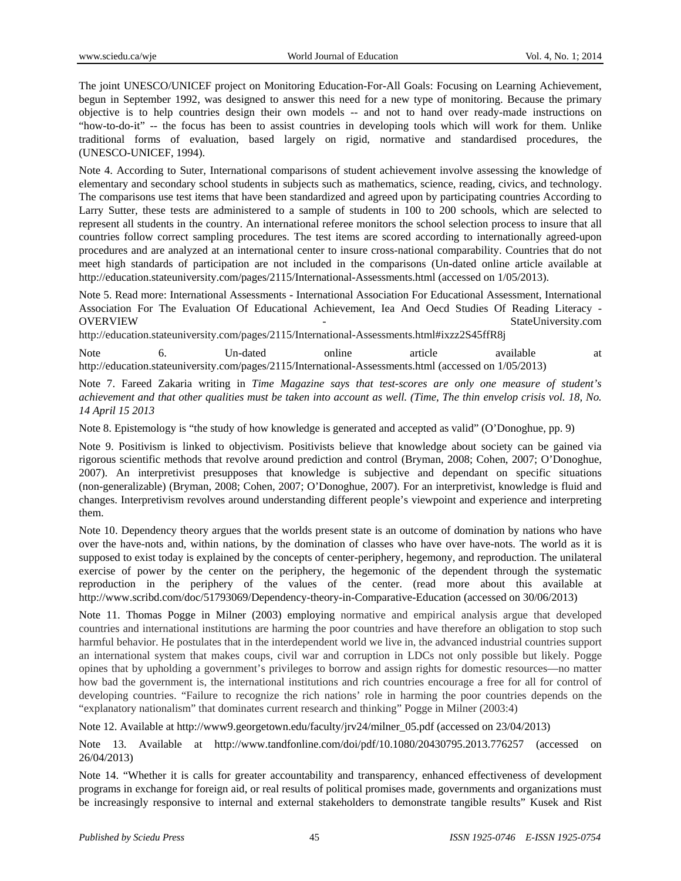The joint UNESCO/UNICEF project on Monitoring Education-For-All Goals: Focusing on Learning Achievement, begun in September 1992, was designed to answer this need for a new type of monitoring. Because the primary objective is to help countries design their own models -- and not to hand over ready-made instructions on "how-to-do-it" -- the focus has been to assist countries in developing tools which will work for them. Unlike traditional forms of evaluation, based largely on rigid, normative and standardised procedures, the (UNESCO-UNICEF, 1994).

Note 4. According to Suter, International comparisons of student achievement involve assessing the knowledge of elementary and secondary school students in subjects such as mathematics, science, reading, civics, and technology. The comparisons use test items that have been standardized and agreed upon by participating countries According to Larry Sutter, these tests are administered to a sample of students in 100 to 200 schools, which are selected to represent all students in the country. An international referee monitors the school selection process to insure that all countries follow correct sampling procedures. The test items are scored according to internationally agreed-upon procedures and are analyzed at an international center to insure cross-national comparability. Countries that do not meet high standards of participation are not included in the comparisons (Un-dated online article available at http://education.stateuniversity.com/pages/2115/International-Assessments.html (accessed on 1/05/2013).

Note 5. Read more: International Assessments - International Association For Educational Assessment, International Association For The Evaluation Of Educational Achievement, Iea And Oecd Studies Of Reading Literacy - OVERVIEW - StateUniversity.com http://education.stateuniversity.com/pages/2115/International-Assessments.html#ixzz2S45ffR8j

Note 6. Un-dated online article available at http://education.stateuniversity.com/pages/2115/International-Assessments.html (accessed on 1/05/2013)

Note 7. Fareed Zakaria writing in *Time Magazine says that test-scores are only one measure of student's achievement and that other qualities must be taken into account as well. (Time, The thin envelop crisis vol. 18, No. 14 April 15 2013*

Note 8. Epistemology is "the study of how knowledge is generated and accepted as valid" (O'Donoghue, pp. 9)

Note 9. Positivism is linked to objectivism. Positivists believe that knowledge about society can be gained via rigorous scientific methods that revolve around prediction and control (Bryman, 2008; Cohen, 2007; O'Donoghue, 2007). An interpretivist presupposes that knowledge is subjective and dependant on specific situations (non-generalizable) (Bryman, 2008; Cohen, 2007; O'Donoghue, 2007). For an interpretivist, knowledge is fluid and changes. Interpretivism revolves around understanding different people's viewpoint and experience and interpreting them.

Note 10. Dependency theory argues that the worlds present state is an outcome of domination by nations who have over the have-nots and, within nations, by the domination of classes who have over have-nots. The world as it is supposed to exist today is explained by the concepts of center-periphery, hegemony, and reproduction. The unilateral exercise of power by the center on the periphery, the hegemonic of the dependent through the systematic reproduction in the periphery of the values of the center. (read more about this available at http://www.scribd.com/doc/51793069/Dependency-theory-in-Comparative-Education (accessed on 30/06/2013)

Note 11. Thomas Pogge in Milner (2003) employing normative and empirical analysis argue that developed countries and international institutions are harming the poor countries and have therefore an obligation to stop such harmful behavior. He postulates that in the interdependent world we live in, the advanced industrial countries support an international system that makes coups, civil war and corruption in LDCs not only possible but likely. Pogge opines that by upholding a government's privileges to borrow and assign rights for domestic resources—no matter how bad the government is, the international institutions and rich countries encourage a free for all for control of developing countries. "Failure to recognize the rich nations' role in harming the poor countries depends on the "explanatory nationalism" that dominates current research and thinking" Pogge in Milner (2003:4)

Note 12. Available at http://www9.georgetown.edu/faculty/jrv24/milner_05.pdf (accessed on 23/04/2013)

Note 13. Available at http://www.tandfonline.com/doi/pdf/10.1080/20430795.2013.776257 (accessed on 26/04/2013)

Note 14. "Whether it is calls for greater accountability and transparency, enhanced effectiveness of development programs in exchange for foreign aid, or real results of political promises made, governments and organizations must be increasingly responsive to internal and external stakeholders to demonstrate tangible results" Kusek and Rist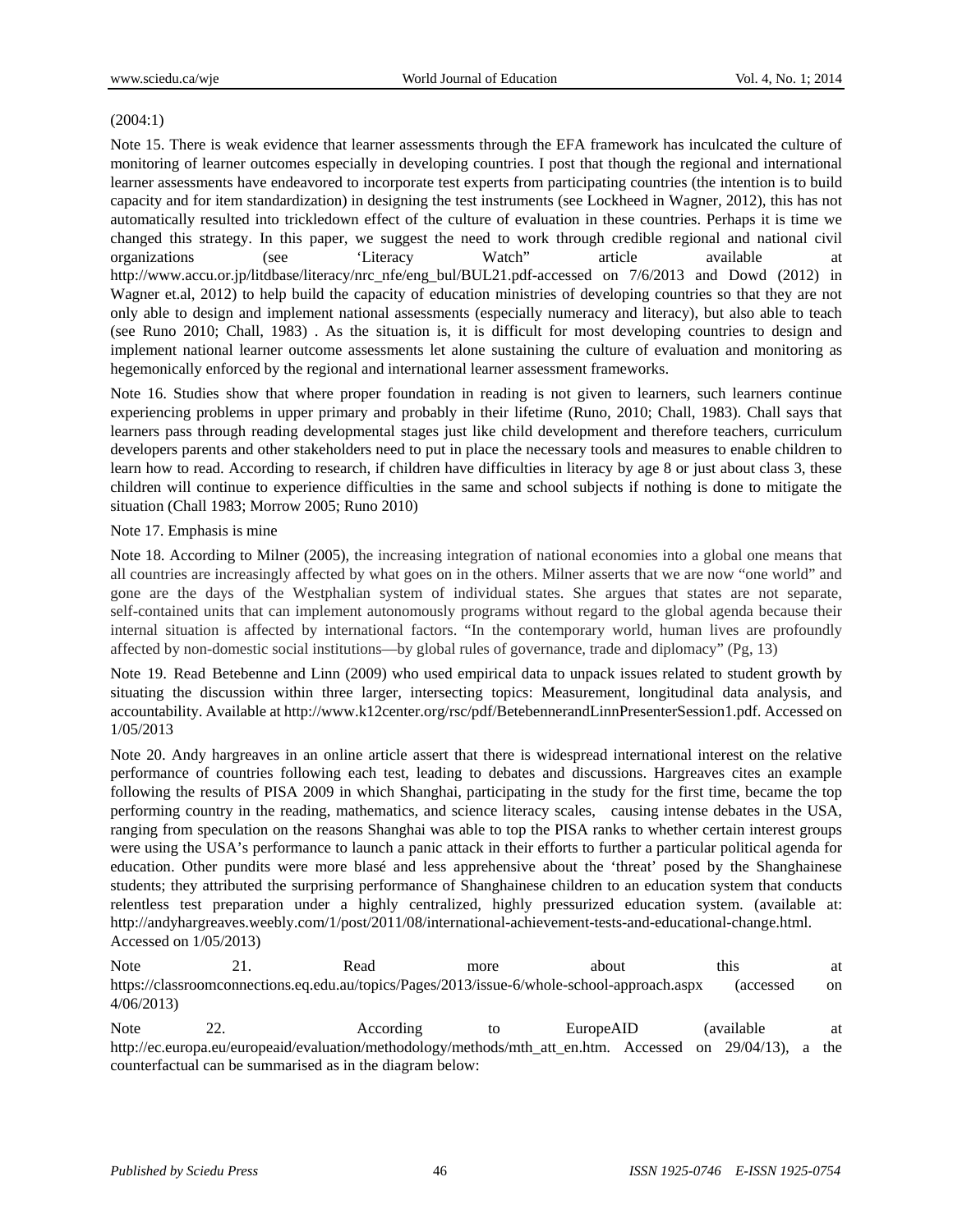(2004:1)

Note 15. There is weak evidence that learner assessments through the EFA framework has inculcated the culture of monitoring of learner outcomes especially in developing countries. I post that though the regional and international learner assessments have endeavored to incorporate test experts from participating countries (the intention is to build capacity and for item standardization) in designing the test instruments (see Lockheed in Wagner, 2012), this has not automatically resulted into trickledown effect of the culture of evaluation in these countries. Perhaps it is time we changed this strategy. In this paper, we suggest the need to work through credible regional and national civil organizations (see 'Literacy Watch" article available at http://www.accu.or.jp/litdbase/literacy/nrc_nfe/eng_bul/BUL21.pdf-accessed on 7/6/2013 and Dowd (2012) in Wagner et.al, 2012) to help build the capacity of education ministries of developing countries so that they are not only able to design and implement national assessments (especially numeracy and literacy), but also able to teach (see Runo 2010; Chall, 1983) . As the situation is, it is difficult for most developing countries to design and implement national learner outcome assessments let alone sustaining the culture of evaluation and monitoring as hegemonically enforced by the regional and international learner assessment frameworks.

Note 16. Studies show that where proper foundation in reading is not given to learners, such learners continue experiencing problems in upper primary and probably in their lifetime (Runo, 2010; Chall, 1983). Chall says that learners pass through reading developmental stages just like child development and therefore teachers, curriculum developers parents and other stakeholders need to put in place the necessary tools and measures to enable children to learn how to read. According to research, if children have difficulties in literacy by age 8 or just about class 3, these children will continue to experience difficulties in the same and school subjects if nothing is done to mitigate the situation (Chall 1983; Morrow 2005; Runo 2010)

Note 17. Emphasis is mine

Note 18. According to Milner (2005), the increasing integration of national economies into a global one means that all countries are increasingly affected by what goes on in the others. Milner asserts that we are now "one world" and gone are the days of the Westphalian system of individual states. She argues that states are not separate, self-contained units that can implement autonomously programs without regard to the global agenda because their internal situation is affected by international factors. "In the contemporary world, human lives are profoundly affected by non-domestic social institutions—by global rules of governance, trade and diplomacy" (Pg, 13)

Note 19. Read Betebenne and Linn (2009) who used empirical data to unpack issues related to student growth by situating the discussion within three larger, intersecting topics: Measurement, longitudinal data analysis, and accountability. Available at http://www.k12center.org/rsc/pdf/BetebennerandLinnPresenterSession1.pdf. Accessed on 1/05/2013

Note 20. Andy hargreaves in an online article assert that there is widespread international interest on the relative performance of countries following each test, leading to debates and discussions. Hargreaves cites an example following the results of PISA 2009 in which Shanghai, participating in the study for the first time, became the top performing country in the reading, mathematics, and science literacy scales, causing intense debates in the USA, ranging from speculation on the reasons Shanghai was able to top the PISA ranks to whether certain interest groups were using the USA's performance to launch a panic attack in their efforts to further a particular political agenda for education. Other pundits were more blasé and less apprehensive about the 'threat' posed by the Shanghainese students; they attributed the surprising performance of Shanghainese children to an education system that conducts relentless test preparation under a highly centralized, highly pressurized education system. (available at: http://andyhargreaves.weebly.com/1/post/2011/08/international-achievement-tests-and-educational-change.html. Accessed on 1/05/2013)

Note 21. Read more about this at https://classroomconnections.eq.edu.au/topics/Pages/2013/issue-6/whole-school-approach.aspx (accessed on 4/06/2013)

Note 22. According to EuropeAID (available at http://ec.europa.eu/europeaid/evaluation/methodology/methods/mth_att_en.htm. Accessed on 29/04/13), a the counterfactual can be summarised as in the diagram below: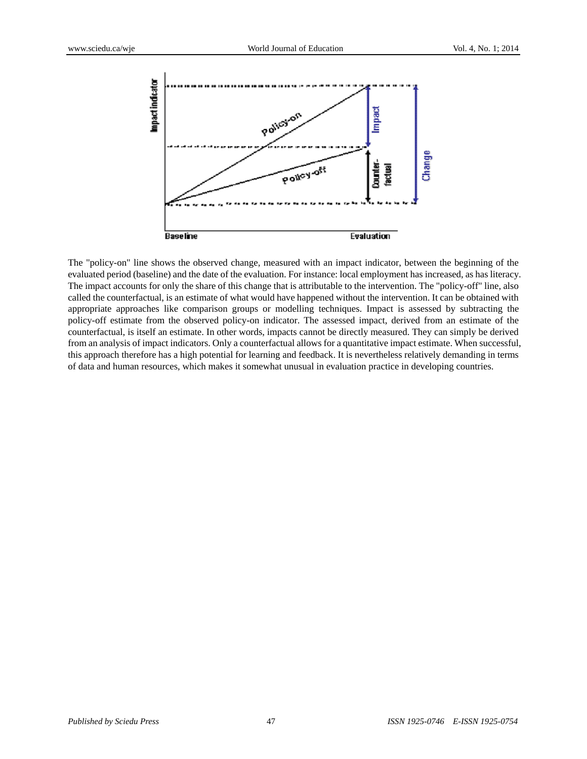Impact indicator

Policy-on

Policy-off

Impact

Counter-factual

Change

Baseline

Evaluation

The "policy-on" line shows the observed change, measured with an impact indicator, between the beginning of the evaluated period (baseline) and the date of the evaluation. For instance: local employment has increased, as has literacy. The impact accounts for only the share of this change that is attributable to the intervention. The "policy-off" line, also called the counterfactual, is an estimate of what would have happened without the intervention. It can be obtained with appropriate approaches like comparison groups or modelling techniques. Impact is assessed by subtracting the policy-off estimate from the observed policy-on indicator. The assessed impact, derived from an estimate of the counterfactual, is itself an estimate. In other words, impacts cannot be directly measured. They can simply be derived from an analysis of impact indicators. Only a counterfactual allows for a quantitative impact estimate. When successful, this approach therefore has a high potential for learning and feedback. It is nevertheless relatively demanding in terms of data and human resources, which makes it somewhat unusual in evaluation practice in developing countries.